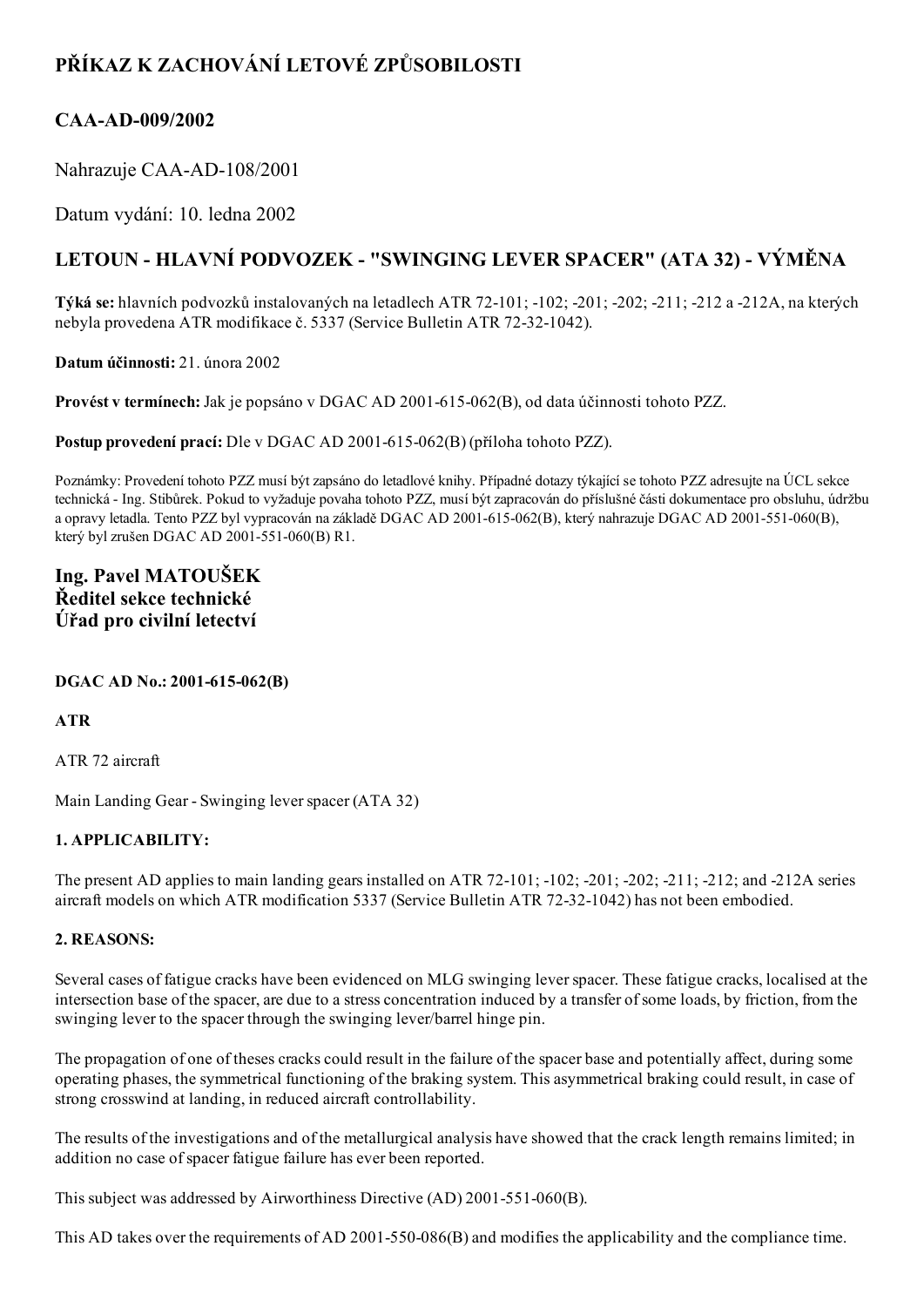# PŘÍKAZ K ZACHOVÁNÍ LETOVÉ ZPŮSOBILOSTI

## CAA-AD-009/2002

Nahrazuje CAA-AD-108/2001

Datum vydání: 10. ledna 2002

## LETOUN - HLAVNÍ PODVOZEK - "SWINGING LEVER SPACER" (ATA 32) - VÝMĚNA

**Týká se:** hlavních podvozků instalovaných na letadlech ATR 72-101; -102; -201; -202; -211; -212 a -212A, na kterých nebyla provedena ATR modifikace č. 5337 (Service Bulletin ATR 72-32-1042).

**Datum účinnosti:** 21. února 2002

**Provést v termínech:** Jak je popsáno v DGAC AD 2001-615-062(B), od data účinnosti tohoto PZZ.

**Postup provedení prací:** Dle v DGAC AD 2001-615-062(B) (příloha tohoto PZZ).

Poznámky: Provedení tohoto PZZ musí být zapsáno do letadlové knihy. Případné dotazy týkající se tohoto PZZ adresujte na ÚCL sekce technická - Ing. Stibůrek. Pokud to vyžaduje povaha tohoto PZZ, musí být zapracován do příslušné části dokumentace pro obsluhu, údržbu a opravy letadla. Tento PZZ byl vypracován na základě DGAC AD 2001-615-062(B), který nahrazuje DGAC AD 2001-551-060(B), který byl zrušen DGAC AD 2001-551-060(B) R1.

### Ing. Pavel MATOUŠEK
### Ředitel sekce technické
### Úřad pro civilní letectví

**DGAC AD No.: 2001-615-062(B)**

**ATR**

ATR 72 aircraft

Main Landing Gear - Swinging lever spacer (ATA 32)

**1. APPLICABILITY:**

The present AD applies to main landing gears installed on ATR 72-101; -102; -201; -202; -211; -212; and -212A series aircraft models on which ATR modification 5337 (Service Bulletin ATR 72-32-1042) has not been embodied.

**2. REASONS:**

Several cases of fatigue cracks have been evidenced on MLG swinging lever spacer. These fatigue cracks, localised at the intersection base of the spacer, are due to a stress concentration induced by a transfer of some loads, by friction, from the swinging lever to the spacer through the swinging lever/barrel hinge pin.

The propagation of one of theses cracks could result in the failure of the spacer base and potentially affect, during some operating phases, the symmetrical functioning of the braking system. This asymmetrical braking could result, in case of strong crosswind at landing, in reduced aircraft controllability.

The results of the investigations and of the metallurgical analysis have showed that the crack length remains limited; in addition no case of spacer fatigue failure has ever been reported.

This subject was addressed by Airworthiness Directive (AD) 2001-551-060(B).

This AD takes over the requirements of AD 2001-550-086(B) and modifies the applicability and the compliance time.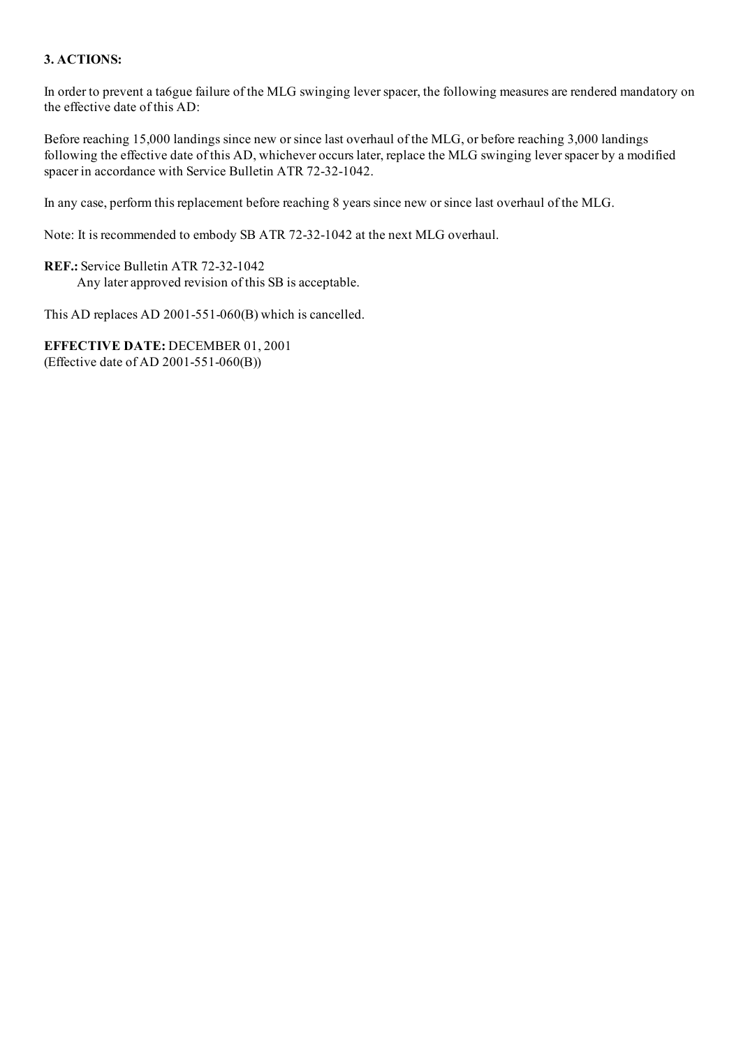**3. ACTIONS:**

In order to prevent a ta6gue failure of the MLG swinging lever spacer, the following measures are rendered mandatory on the effective date of this AD:

Before reaching 15,000 landings since new or since last overhaul of the MLG, or before reaching 3,000 landings following the effective date of this AD, whichever occurs later, replace the MLG swinging lever spacer by a modified spacer in accordance with Service Bulletin ATR 72-32-1042.

In any case, perform this replacement before reaching 8 years since new or since last overhaul of the MLG.

Note: It is recommended to embody SB ATR 72-32-1042 at the next MLG overhaul.

**REF.:** Service Bulletin ATR 72-32-1042
Any later approved revision of this SB is acceptable.

This AD replaces AD 2001-551-060(B) which is cancelled.

**EFFECTIVE DATE:** DECEMBER 01, 2001
(Effective date of AD 2001-551-060(B))